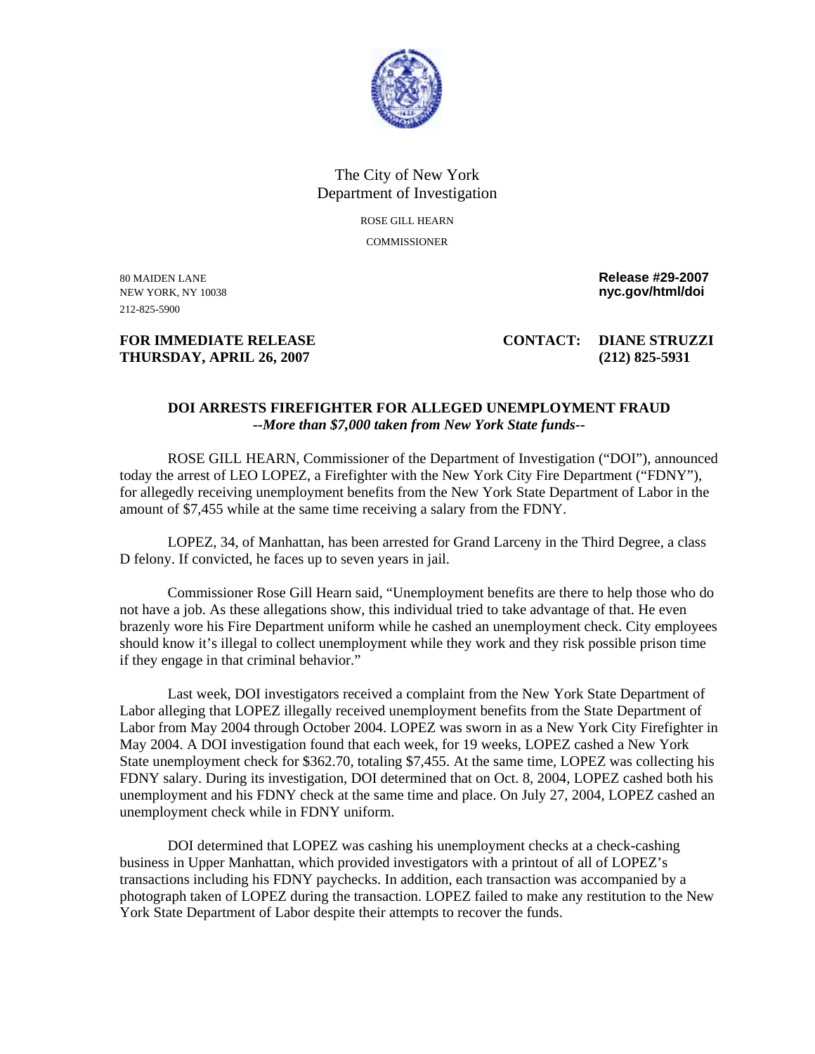The City of New York
Department of Investigation

ROSE GILL HEARN

COMMISSIONER

80 MAIDEN LANE
NEW YORK, NY 10038
212-825-5900

**Release #29-2007**
**nyc.gov/html/doi**

**FOR IMMEDIATE RELEASE**
**THURSDAY, APRIL 26, 2007**

**CONTACT: DIANE STRUZZI**
**(212) 825-5931**

## DOI ARRESTS FIREFIGHTER FOR ALLEGED UNEMPLOYMENT FRAUD

***--More than $7,000 taken from New York State funds--***

ROSE GILL HEARN, Commissioner of the Department of Investigation ("DOI"), announced today the arrest of LEO LOPEZ, a Firefighter with the New York City Fire Department ("FDNY"), for allegedly receiving unemployment benefits from the New York State Department of Labor in the amount of $7,455 while at the same time receiving a salary from the FDNY.

LOPEZ, 34, of Manhattan, has been arrested for Grand Larceny in the Third Degree, a class D felony. If convicted, he faces up to seven years in jail.

Commissioner Rose Gill Hearn said, "Unemployment benefits are there to help those who do not have a job. As these allegations show, this individual tried to take advantage of that. He even brazenly wore his Fire Department uniform while he cashed an unemployment check. City employees should know it's illegal to collect unemployment while they work and they risk possible prison time if they engage in that criminal behavior."

Last week, DOI investigators received a complaint from the New York State Department of Labor alleging that LOPEZ illegally received unemployment benefits from the State Department of Labor from May 2004 through October 2004. LOPEZ was sworn in as a New York City Firefighter in May 2004. A DOI investigation found that each week, for 19 weeks, LOPEZ cashed a New York State unemployment check for $362.70, totaling $7,455. At the same time, LOPEZ was collecting his FDNY salary. During its investigation, DOI determined that on Oct. 8, 2004, LOPEZ cashed both his unemployment and his FDNY check at the same time and place. On July 27, 2004, LOPEZ cashed an unemployment check while in FDNY uniform.

DOI determined that LOPEZ was cashing his unemployment checks at a check-cashing business in Upper Manhattan, which provided investigators with a printout of all of LOPEZ's transactions including his FDNY paychecks. In addition, each transaction was accompanied by a photograph taken of LOPEZ during the transaction. LOPEZ failed to make any restitution to the New York State Department of Labor despite their attempts to recover the funds.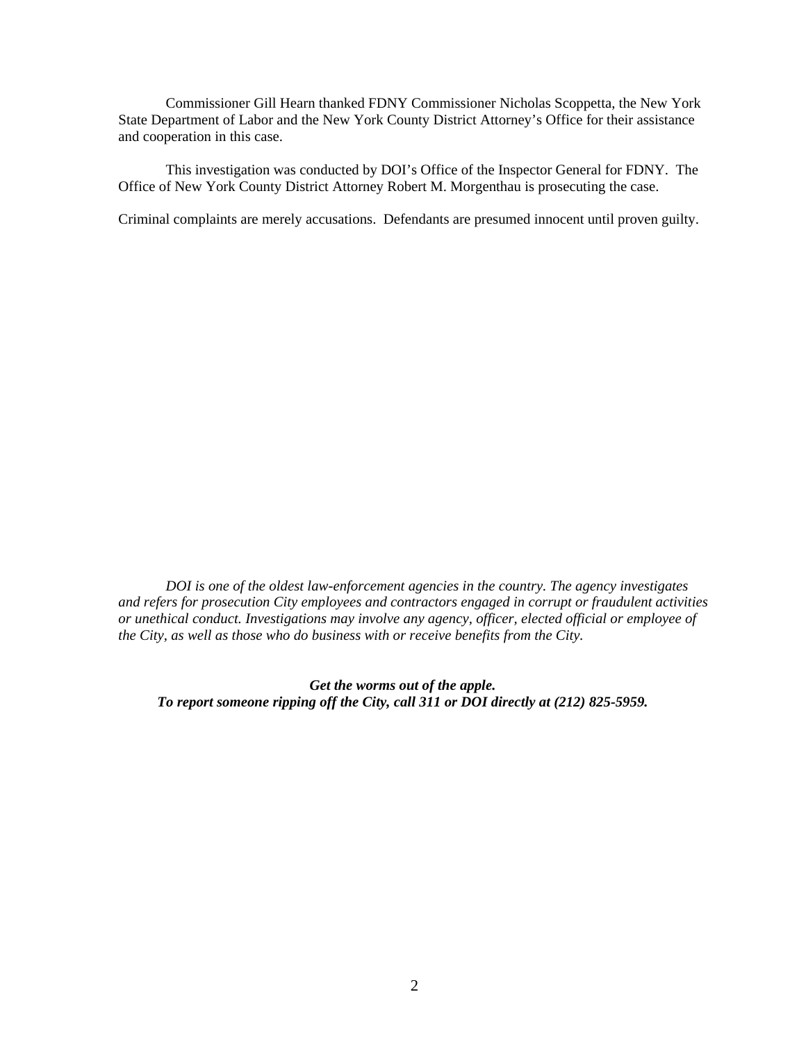Commissioner Gill Hearn thanked FDNY Commissioner Nicholas Scoppetta, the New York State Department of Labor and the New York County District Attorney's Office for their assistance and cooperation in this case.

This investigation was conducted by DOI's Office of the Inspector General for FDNY. The Office of New York County District Attorney Robert M. Morgenthau is prosecuting the case.

Criminal complaints are merely accusations. Defendants are presumed innocent until proven guilty.

*DOI is one of the oldest law-enforcement agencies in the country. The agency investigates and refers for prosecution City employees and contractors engaged in corrupt or fraudulent activities or unethical conduct. Investigations may involve any agency, officer, elected official or employee of the City, as well as those who do business with or receive benefits from the City.*

***Get the worms out of the apple.***
***To report someone ripping off the City, call 311 or DOI directly at (212) 825-5959.***